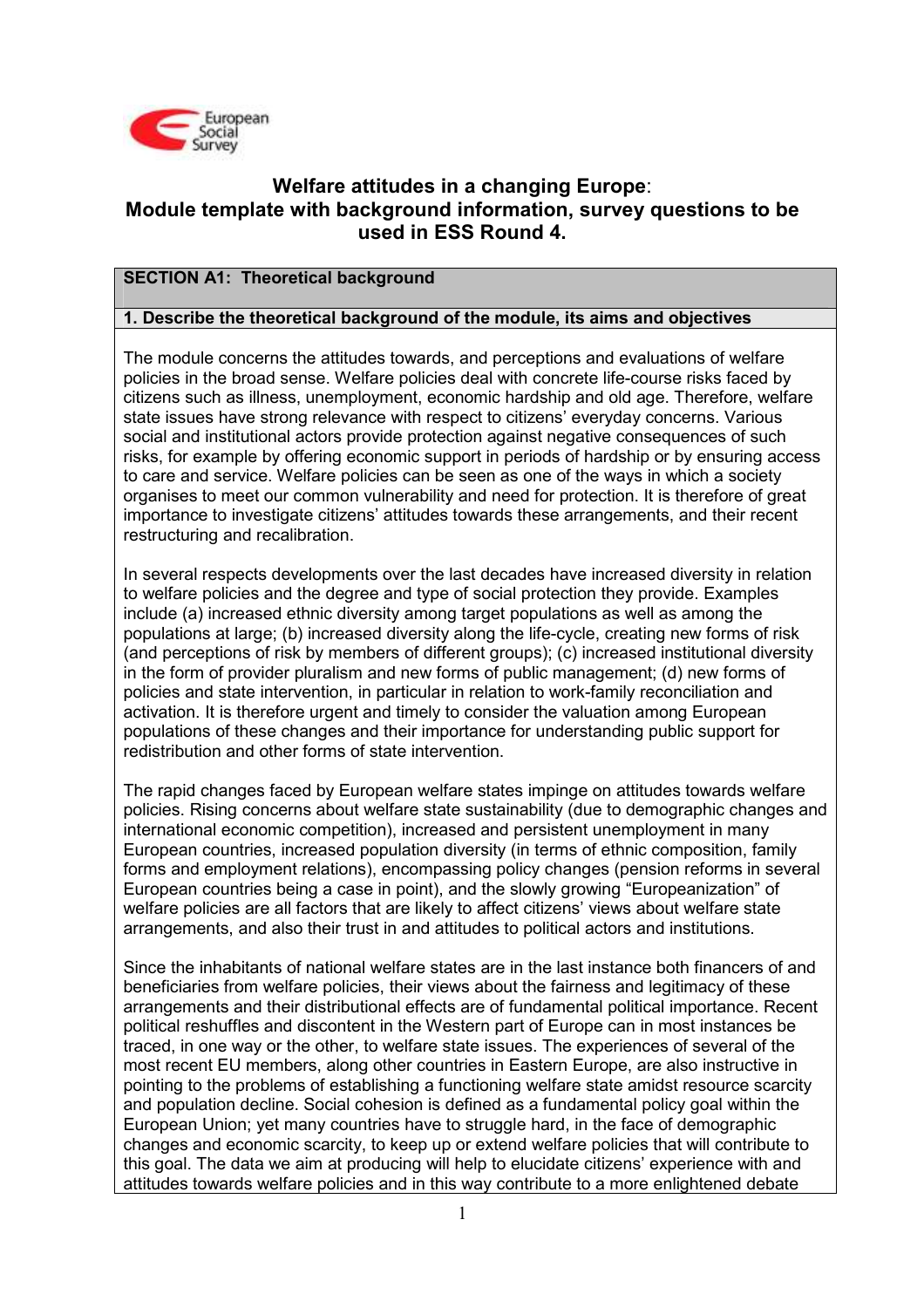# Welfare attitudes in a changing Europe:
## Module template with background information, survey questions to be used in ESS Round 4.

### SECTION A1: Theoretical background

**1. Describe the theoretical background of the module, its aims and objectives**

The module concerns the attitudes towards, and perceptions and evaluations of welfare policies in the broad sense. Welfare policies deal with concrete life-course risks faced by citizens such as illness, unemployment, economic hardship and old age. Therefore, welfare state issues have strong relevance with respect to citizens' everyday concerns. Various social and institutional actors provide protection against negative consequences of such risks, for example by offering economic support in periods of hardship or by ensuring access to care and service. Welfare policies can be seen as one of the ways in which a society organises to meet our common vulnerability and need for protection. It is therefore of great importance to investigate citizens' attitudes towards these arrangements, and their recent restructuring and recalibration.

In several respects developments over the last decades have increased diversity in relation to welfare policies and the degree and type of social protection they provide. Examples include (a) increased ethnic diversity among target populations as well as among the populations at large; (b) increased diversity along the life-cycle, creating new forms of risk (and perceptions of risk by members of different groups); (c) increased institutional diversity in the form of provider pluralism and new forms of public management; (d) new forms of policies and state intervention, in particular in relation to work-family reconciliation and activation. It is therefore urgent and timely to consider the valuation among European populations of these changes and their importance for understanding public support for redistribution and other forms of state intervention.

The rapid changes faced by European welfare states impinge on attitudes towards welfare policies. Rising concerns about welfare state sustainability (due to demographic changes and international economic competition), increased and persistent unemployment in many European countries, increased population diversity (in terms of ethnic composition, family forms and employment relations), encompassing policy changes (pension reforms in several European countries being a case in point), and the slowly growing "Europeanization" of welfare policies are all factors that are likely to affect citizens' views about welfare state arrangements, and also their trust in and attitudes to political actors and institutions.

Since the inhabitants of national welfare states are in the last instance both financers of and beneficiaries from welfare policies, their views about the fairness and legitimacy of these arrangements and their distributional effects are of fundamental political importance. Recent political reshuffles and discontent in the Western part of Europe can in most instances be traced, in one way or the other, to welfare state issues. The experiences of several of the most recent EU members, along other countries in Eastern Europe, are also instructive in pointing to the problems of establishing a functioning welfare state amidst resource scarcity and population decline. Social cohesion is defined as a fundamental policy goal within the European Union; yet many countries have to struggle hard, in the face of demographic changes and economic scarcity, to keep up or extend welfare policies that will contribute to this goal. The data we aim at producing will help to elucidate citizens' experience with and attitudes towards welfare policies and in this way contribute to a more enlightened debate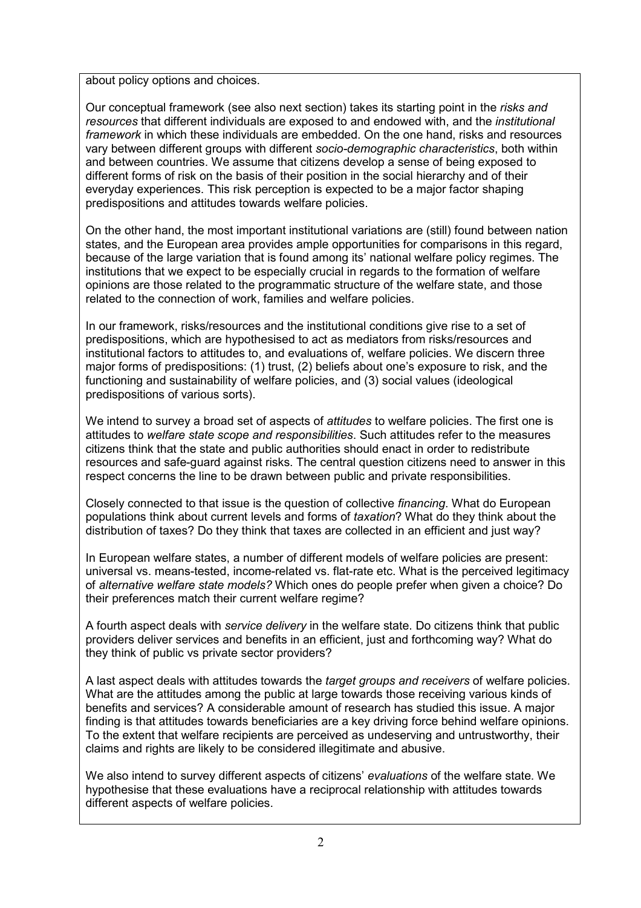about policy options and choices.

Our conceptual framework (see also next section) takes its starting point in the *risks and resources* that different individuals are exposed to and endowed with, and the *institutional framework* in which these individuals are embedded. On the one hand, risks and resources vary between different groups with different *socio-demographic characteristics*, both within and between countries. We assume that citizens develop a sense of being exposed to different forms of risk on the basis of their position in the social hierarchy and of their everyday experiences. This risk perception is expected to be a major factor shaping predispositions and attitudes towards welfare policies.

On the other hand, the most important institutional variations are (still) found between nation states, and the European area provides ample opportunities for comparisons in this regard, because of the large variation that is found among its' national welfare policy regimes. The institutions that we expect to be especially crucial in regards to the formation of welfare opinions are those related to the programmatic structure of the welfare state, and those related to the connection of work, families and welfare policies.

In our framework, risks/resources and the institutional conditions give rise to a set of predispositions, which are hypothesised to act as mediators from risks/resources and institutional factors to attitudes to, and evaluations of, welfare policies. We discern three major forms of predispositions: (1) trust, (2) beliefs about one's exposure to risk, and the functioning and sustainability of welfare policies, and (3) social values (ideological predispositions of various sorts).

We intend to survey a broad set of aspects of *attitudes* to welfare policies. The first one is attitudes to *welfare state scope and responsibilities*. Such attitudes refer to the measures citizens think that the state and public authorities should enact in order to redistribute resources and safe-guard against risks. The central question citizens need to answer in this respect concerns the line to be drawn between public and private responsibilities.

Closely connected to that issue is the question of collective *financing*. What do European populations think about current levels and forms of *taxation*? What do they think about the distribution of taxes? Do they think that taxes are collected in an efficient and just way?

In European welfare states, a number of different models of welfare policies are present: universal vs. means-tested, income-related vs. flat-rate etc. What is the perceived legitimacy of *alternative welfare state models?* Which ones do people prefer when given a choice? Do their preferences match their current welfare regime?

A fourth aspect deals with *service delivery* in the welfare state. Do citizens think that public providers deliver services and benefits in an efficient, just and forthcoming way? What do they think of public vs private sector providers?

A last aspect deals with attitudes towards the *target groups and receivers* of welfare policies. What are the attitudes among the public at large towards those receiving various kinds of benefits and services? A considerable amount of research has studied this issue. A major finding is that attitudes towards beneficiaries are a key driving force behind welfare opinions. To the extent that welfare recipients are perceived as undeserving and untrustworthy, their claims and rights are likely to be considered illegitimate and abusive.

We also intend to survey different aspects of citizens' *evaluations* of the welfare state. We hypothesise that these evaluations have a reciprocal relationship with attitudes towards different aspects of welfare policies.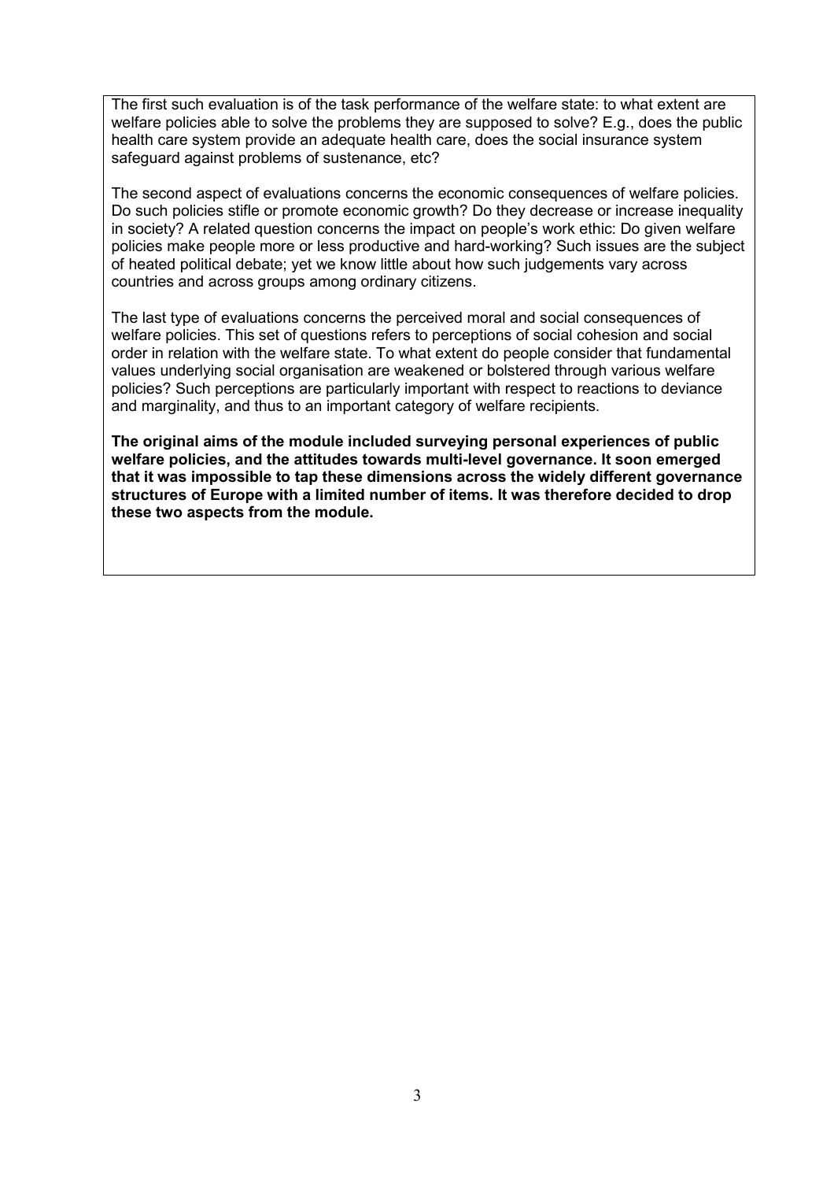The first such evaluation is of the task performance of the welfare state: to what extent are welfare policies able to solve the problems they are supposed to solve? E.g., does the public health care system provide an adequate health care, does the social insurance system safeguard against problems of sustenance, etc?

The second aspect of evaluations concerns the economic consequences of welfare policies. Do such policies stifle or promote economic growth? Do they decrease or increase inequality in society? A related question concerns the impact on people's work ethic: Do given welfare policies make people more or less productive and hard-working? Such issues are the subject of heated political debate; yet we know little about how such judgements vary across countries and across groups among ordinary citizens.

The last type of evaluations concerns the perceived moral and social consequences of welfare policies. This set of questions refers to perceptions of social cohesion and social order in relation with the welfare state. To what extent do people consider that fundamental values underlying social organisation are weakened or bolstered through various welfare policies? Such perceptions are particularly important with respect to reactions to deviance and marginality, and thus to an important category of welfare recipients.

**The original aims of the module included surveying personal experiences of public welfare policies, and the attitudes towards multi-level governance. It soon emerged that it was impossible to tap these dimensions across the widely different governance structures of Europe with a limited number of items. It was therefore decided to drop these two aspects from the module.**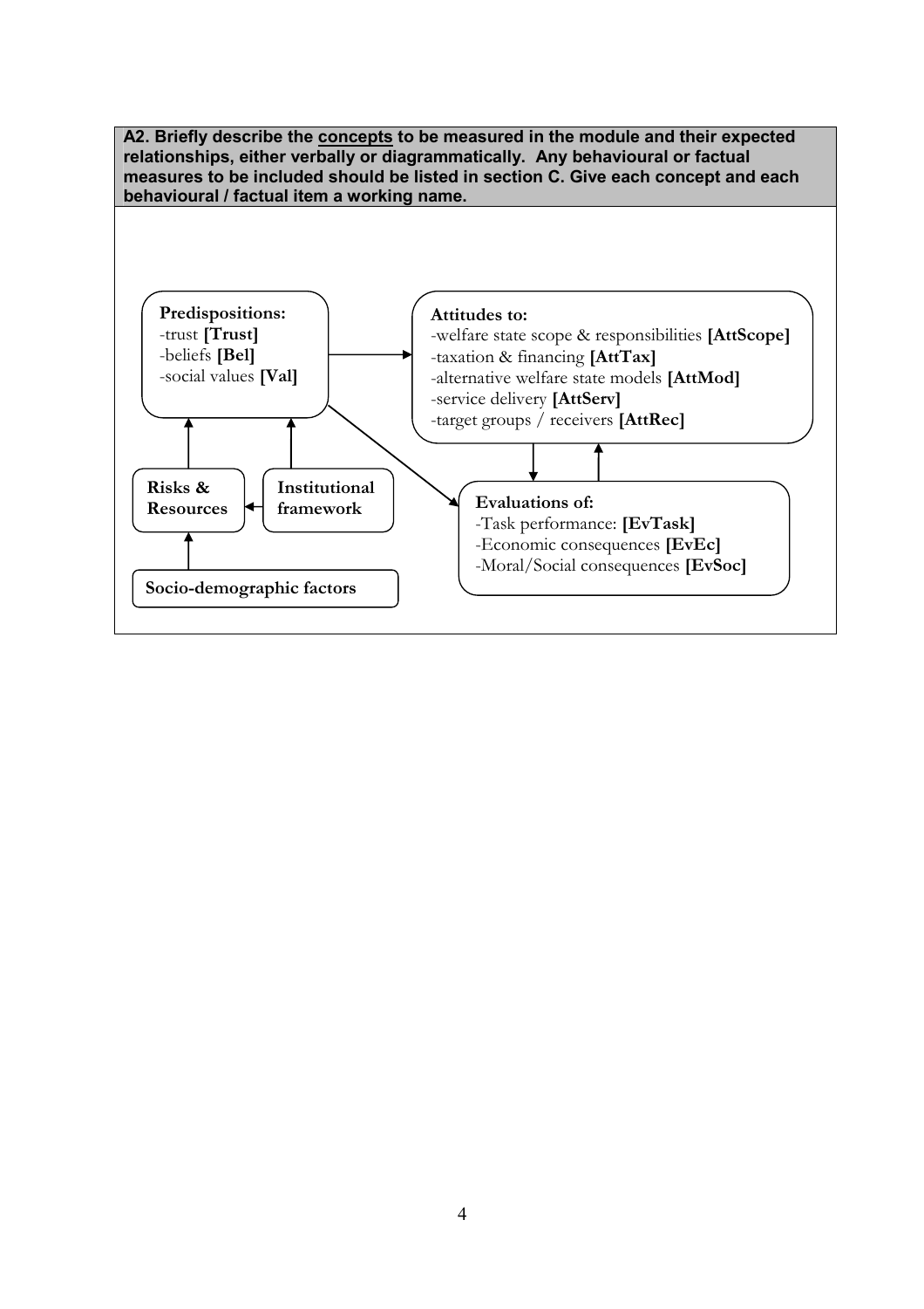**A2. Briefly describe the <u>concepts</u> to be measured in the module and their expected relationships, either verbally or diagrammatically. Any behavioural or factual measures to be included should be listed in section C. Give each concept and each behavioural / factual item a working name.**

**Predispositions:**
- trust **[Trust]**
- beliefs **[Bel]**
- social values **[Val]**

**Attitudes to:**
- welfare state scope & responsibilities **[AttScope]**
- taxation & financing **[AttTax]**
- alternative welfare state models **[AttMod]**
- service delivery **[AttServ]**
- target groups / receivers **[AttRec]**

**Evaluations of:**
- Task performance: **[EvTask]**
- Economic consequences **[EvEc]**
- Moral/Social consequences **[EvSoc]**

**Risks & Resources**

**Institutional framework**

**Socio-demographic factors**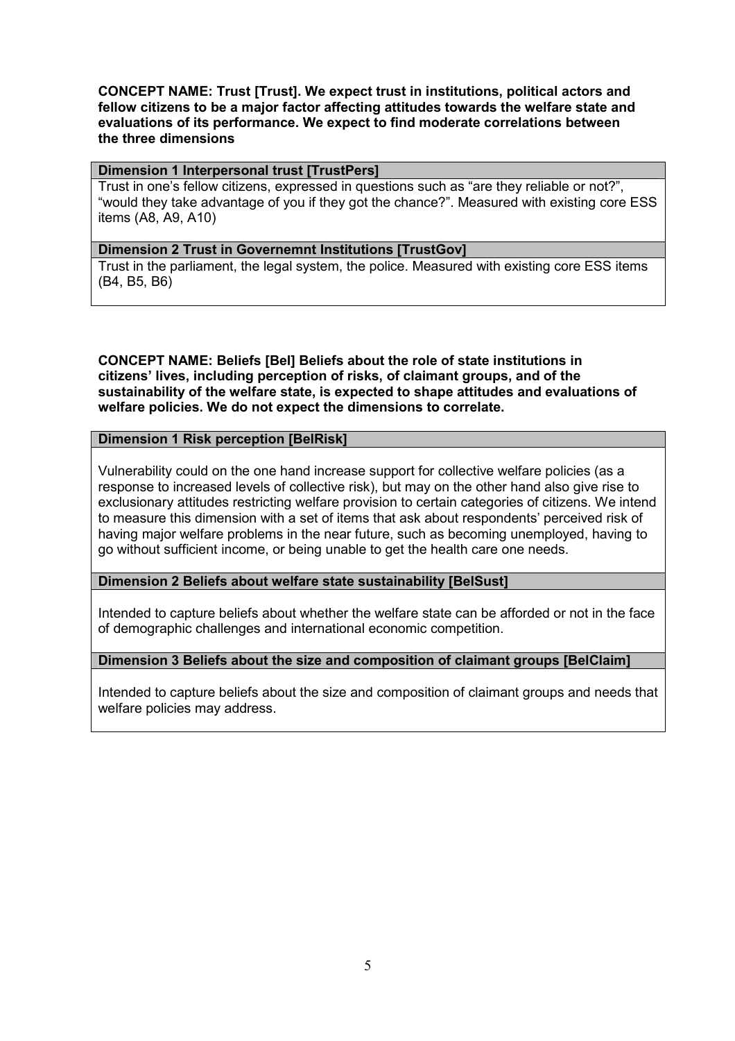**CONCEPT NAME: Trust [Trust]. We expect trust in institutions, political actors and fellow citizens to be a major factor affecting attitudes towards the welfare state and evaluations of its performance. We expect to find moderate correlations between the three dimensions**

| **Dimension 1 Interpersonal trust [TrustPers]** |
|---|
| Trust in one's fellow citizens, expressed in questions such as "are they reliable or not?", "would they take advantage of you if they got the chance?". Measured with existing core ESS items (A8, A9, A10) |
| **Dimension 2 Trust in Governemnt Institutions [TrustGov]** |
| Trust in the parliament, the legal system, the police. Measured with existing core ESS items (B4, B5, B6) |

**CONCEPT NAME: Beliefs [Bel] Beliefs about the role of state institutions in citizens' lives, including perception of risks, of claimant groups, and of the sustainability of the welfare state, is expected to shape attitudes and evaluations of welfare policies. We do not expect the dimensions to correlate.**

| **Dimension 1 Risk perception [BelRisk]** |
|---|
| Vulnerability could on the one hand increase support for collective welfare policies (as a response to increased levels of collective risk), but may on the other hand also give rise to exclusionary attitudes restricting welfare provision to certain categories of citizens. We intend to measure this dimension with a set of items that ask about respondents' perceived risk of having major welfare problems in the near future, such as becoming unemployed, having to go without sufficient income, or being unable to get the health care one needs. |
| **Dimension 2 Beliefs about welfare state sustainability [BelSust]** |
| Intended to capture beliefs about whether the welfare state can be afforded or not in the face of demographic challenges and international economic competition. |
| **Dimension 3 Beliefs about the size and composition of claimant groups [BelClaim]** |
| Intended to capture beliefs about the size and composition of claimant groups and needs that welfare policies may address. |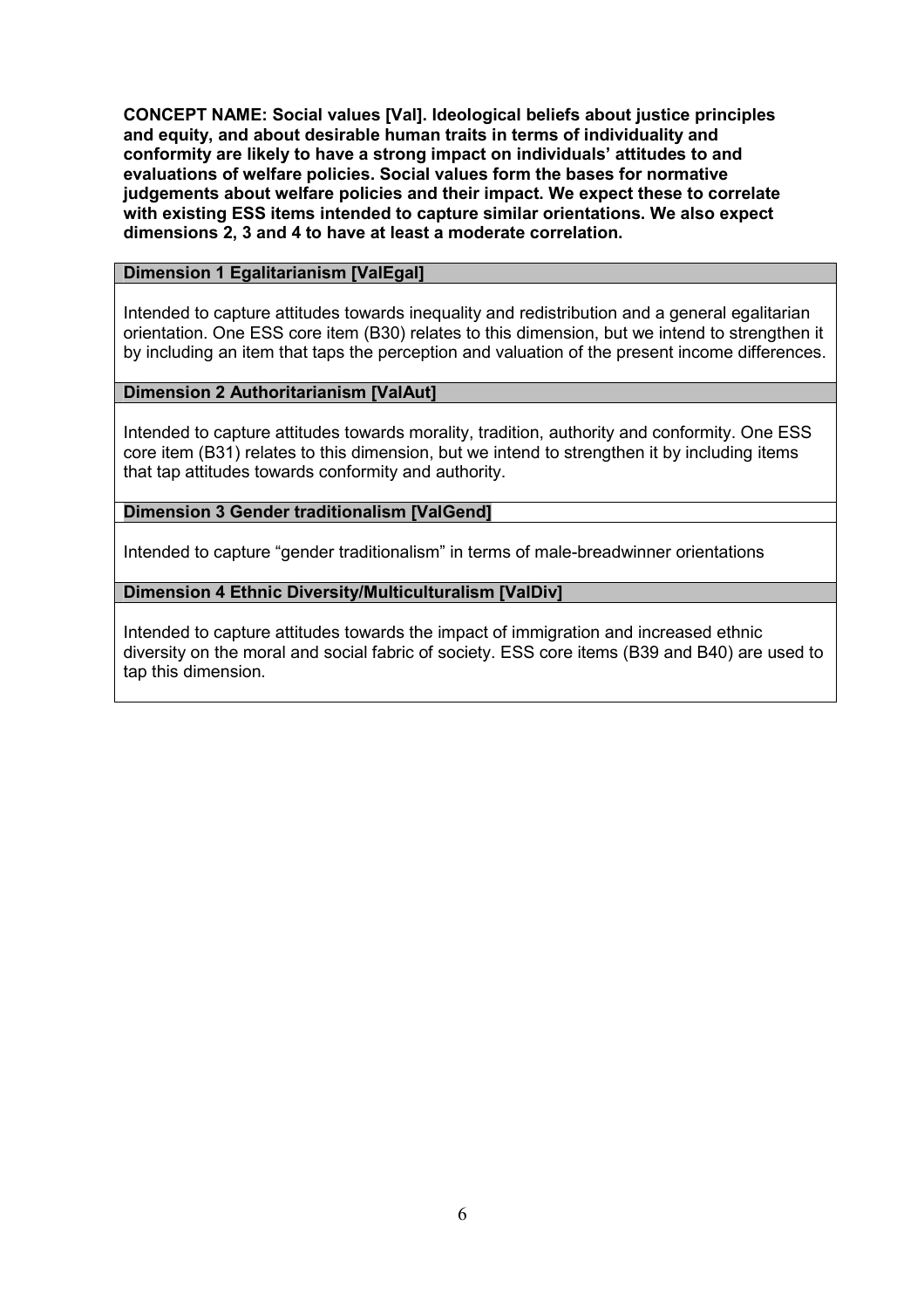**CONCEPT NAME: Social values [Val]. Ideological beliefs about justice principles and equity, and about desirable human traits in terms of individuality and conformity are likely to have a strong impact on individuals' attitudes to and evaluations of welfare policies. Social values form the bases for normative judgements about welfare policies and their impact. We expect these to correlate with existing ESS items intended to capture similar orientations. We also expect dimensions 2, 3 and 4 to have at least a moderate correlation.**

| **Dimension 1 Egalitarianism [ValEgal]** |
|---|
| Intended to capture attitudes towards inequality and redistribution and a general egalitarian orientation. One ESS core item (B30) relates to this dimension, but we intend to strengthen it by including an item that taps the perception and valuation of the present income differences. |
| **Dimension 2 Authoritarianism [ValAut]** |
| Intended to capture attitudes towards morality, tradition, authority and conformity. One ESS core item (B31) relates to this dimension, but we intend to strengthen it by including items that tap attitudes towards conformity and authority. |
| **Dimension 3 Gender traditionalism [ValGend]** |
| Intended to capture "gender traditionalism" in terms of male-breadwinner orientations |
| **Dimension 4 Ethnic Diversity/Multiculturalism [ValDiv]** |
| Intended to capture attitudes towards the impact of immigration and increased ethnic diversity on the moral and social fabric of society. ESS core items (B39 and B40) are used to tap this dimension. |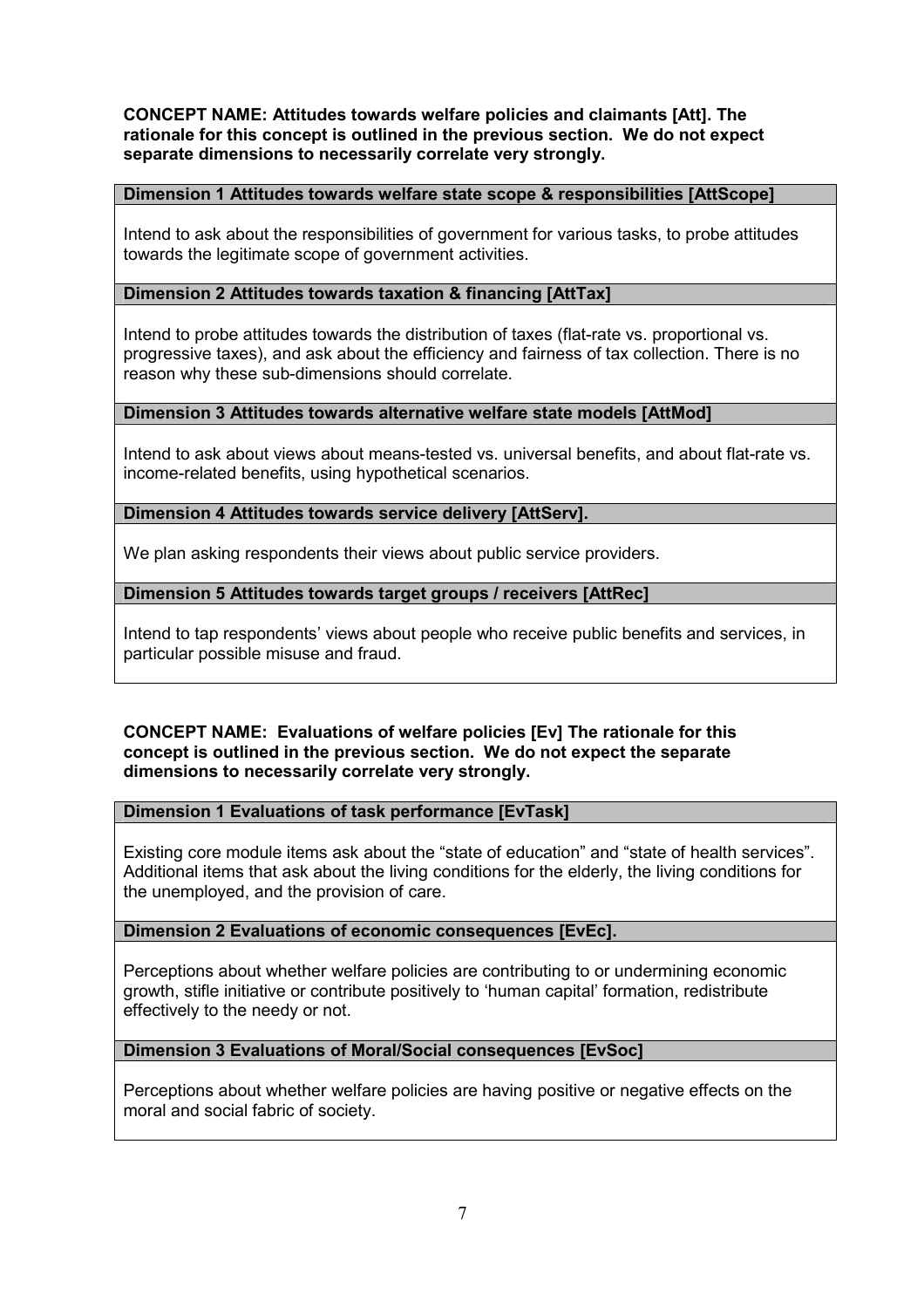**CONCEPT NAME: Attitudes towards welfare policies and claimants [Att]. The rationale for this concept is outlined in the previous section. We do not expect separate dimensions to necessarily correlate very strongly.**

| **Dimension 1 Attitudes towards welfare state scope & responsibilities [AttScope]** |
|---|
| Intend to ask about the responsibilities of government for various tasks, to probe attitudes towards the legitimate scope of government activities. |
| **Dimension 2 Attitudes towards taxation & financing [AttTax]** |
| Intend to probe attitudes towards the distribution of taxes (flat-rate vs. proportional vs. progressive taxes), and ask about the efficiency and fairness of tax collection. There is no reason why these sub-dimensions should correlate. |
| **Dimension 3 Attitudes towards alternative welfare state models [AttMod]** |
| Intend to ask about views about means-tested vs. universal benefits, and about flat-rate vs. income-related benefits, using hypothetical scenarios. |
| **Dimension 4 Attitudes towards service delivery [AttServ].** |
| We plan asking respondents their views about public service providers. |
| **Dimension 5 Attitudes towards target groups / receivers [AttRec]** |
| Intend to tap respondents' views about people who receive public benefits and services, in particular possible misuse and fraud. |

**CONCEPT NAME: Evaluations of welfare policies [Ev] The rationale for this concept is outlined in the previous section. We do not expect the separate dimensions to necessarily correlate very strongly.**

| **Dimension 1 Evaluations of task performance [EvTask]** |
|---|
| Existing core module items ask about the "state of education" and "state of health services". Additional items that ask about the living conditions for the elderly, the living conditions for the unemployed, and the provision of care. |
| **Dimension 2 Evaluations of economic consequences [EvEc].** |
| Perceptions about whether welfare policies are contributing to or undermining economic growth, stifle initiative or contribute positively to 'human capital' formation, redistribute effectively to the needy or not. |
| **Dimension 3 Evaluations of Moral/Social consequences [EvSoc]** |
| Perceptions about whether welfare policies are having positive or negative effects on the moral and social fabric of society. |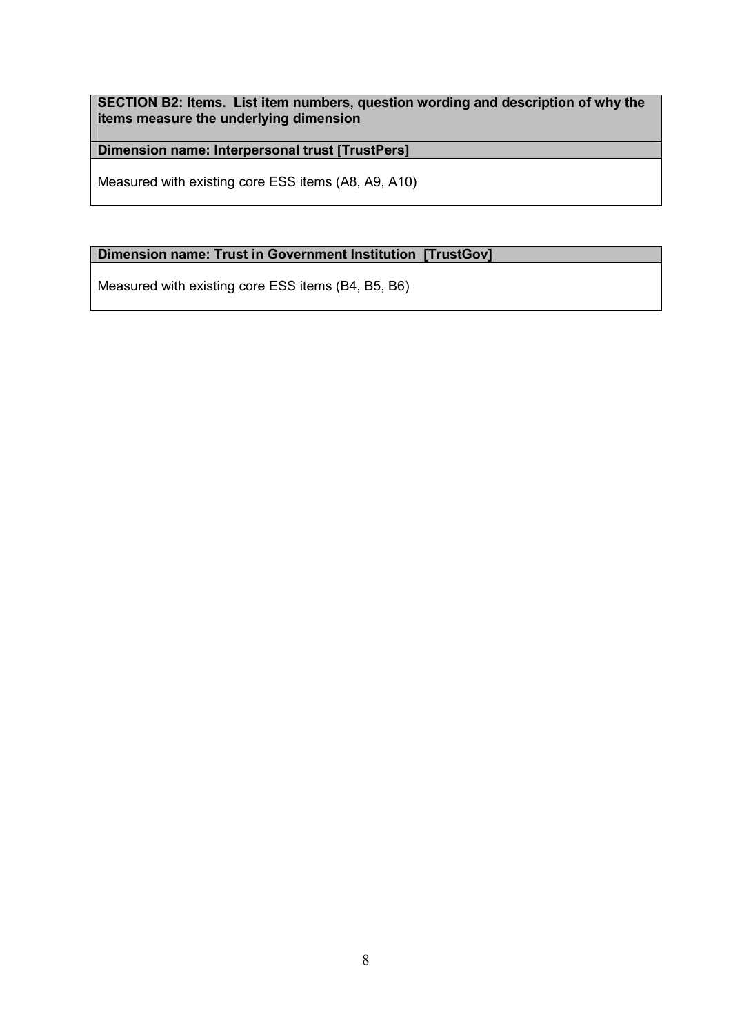**SECTION B2: Items. List item numbers, question wording and description of why the items measure the underlying dimension**

**Dimension name: Interpersonal trust [TrustPers]**

Measured with existing core ESS items (A8, A9, A10)

**Dimension name: Trust in Government Institution [TrustGov]**

Measured with existing core ESS items (B4, B5, B6)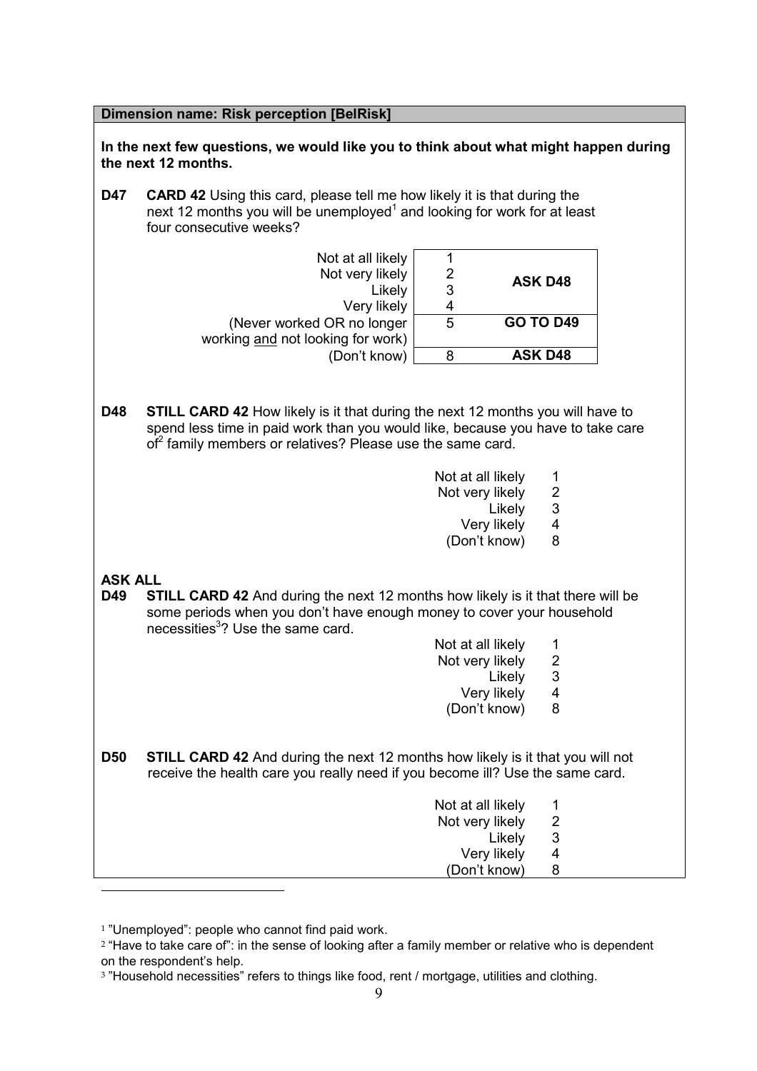**Dimension name: Risk perception [BelRisk]**

**In the next few questions, we would like you to think about what might happen during the next 12 months.**

**D47** **CARD 42** Using this card, please tell me how likely it is that during the next 12 months you will be unemployed[1] and looking for work for at least four consecutive weeks?

| | | |
|---|---|---|
| Not at all likely | 1 | **ASK D48** |
| Not very likely | 2 | |
| Likely | 3 | |
| Very likely | 4 | |
| (Never worked OR no longer working and not looking for work) | 5 | **GO TO D49** |
| (Don't know) | 8 | **ASK D48** |

**D48** **STILL CARD 42** How likely is it that during the next 12 months you will have to spend less time in paid work than you would like, because you have to take care of[2] family members or relatives? Please use the same card.

| | |
|---|---|
| Not at all likely | 1 |
| Not very likely | 2 |
| Likely | 3 |
| Very likely | 4 |
| (Don't know) | 8 |

**ASK ALL**

**D49** **STILL CARD 42** And during the next 12 months how likely is it that there will be some periods when you don't have enough money to cover your household necessities[3]? Use the same card.

| | |
|---|---|
| Not at all likely | 1 |
| Not very likely | 2 |
| Likely | 3 |
| Very likely | 4 |
| (Don't know) | 8 |

**D50** **STILL CARD 42** And during the next 12 months how likely is it that you will not receive the health care you really need if you become ill? Use the same card.

| | |
|---|---|
| Not at all likely | 1 |
| Not very likely | 2 |
| Likely | 3 |
| Very likely | 4 |
| (Don't know) | 8 |

---

[1] "Unemployed": people who cannot find paid work.

[2] "Have to take care of": in the sense of looking after a family member or relative who is dependent on the respondent's help.

[3] "Household necessities" refers to things like food, rent / mortgage, utilities and clothing.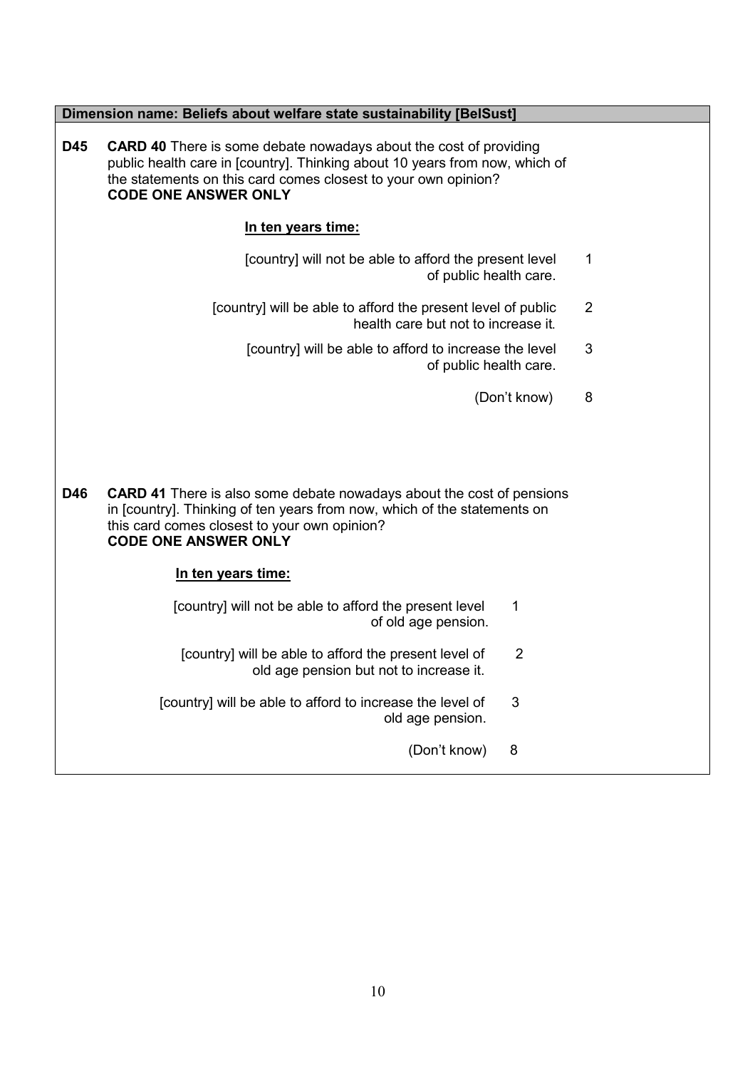**Dimension name: Beliefs about welfare state sustainability [BelSust]**

**D45** **CARD 40** There is some debate nowadays about the cost of providing public health care in [country]. Thinking about 10 years from now, which of the statements on this card comes closest to your own opinion?
**CODE ONE ANSWER ONLY**

**<u>In ten years time:</u>**

| | |
|---|---|
| [country] will not be able to afford the present level of public health care. | 1 |
| [country] will be able to afford the present level of public health care but not to increase it. | 2 |
| [country] will be able to afford to increase the level of public health care. | 3 |
| (Don't know) | 8 |

**D46** **CARD 41** There is also some debate nowadays about the cost of pensions in [country]. Thinking of ten years from now, which of the statements on this card comes closest to your own opinion?
**CODE ONE ANSWER ONLY**

**<u>In ten years time:</u>**

| | |
|---|---|
| [country] will not be able to afford the present level of old age pension. | 1 |
| [country] will be able to afford the present level of old age pension but not to increase it. | 2 |
| [country] will be able to afford to increase the level of old age pension. | 3 |
| (Don't know) | 8 |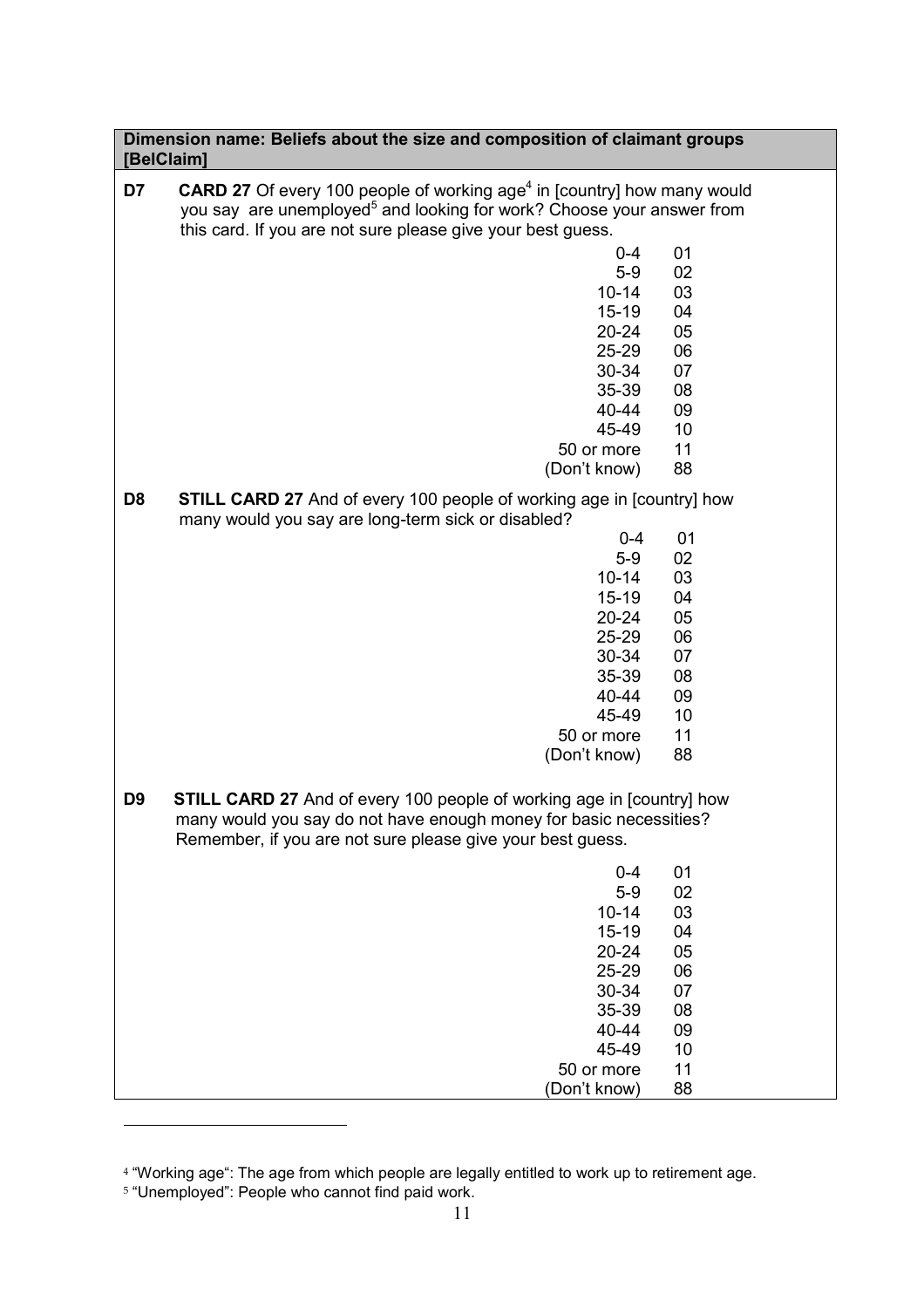**Dimension name: Beliefs about the size and composition of claimant groups [BelClaim]**

**D7** **CARD 27** Of every 100 people of working age[4] in [country] how many would you say are unemployed[5] and looking for work? Choose your answer from this card. If you are not sure please give your best guess.

| | |
|---|---|
| 0-4 | 01 |
| 5-9 | 02 |
| 10-14 | 03 |
| 15-19 | 04 |
| 20-24 | 05 |
| 25-29 | 06 |
| 30-34 | 07 |
| 35-39 | 08 |
| 40-44 | 09 |
| 45-49 | 10 |
| 50 or more | 11 |
| (Don't know) | 88 |

**D8** **STILL CARD 27** And of every 100 people of working age in [country] how many would you say are long-term sick or disabled?

| | |
|---|---|
| 0-4 | 01 |
| 5-9 | 02 |
| 10-14 | 03 |
| 15-19 | 04 |
| 20-24 | 05 |
| 25-29 | 06 |
| 30-34 | 07 |
| 35-39 | 08 |
| 40-44 | 09 |
| 45-49 | 10 |
| 50 or more | 11 |
| (Don't know) | 88 |

**D9** **STILL CARD 27** And of every 100 people of working age in [country] how many would you say do not have enough money for basic necessities? Remember, if you are not sure please give your best guess.

| | |
|---|---|
| 0-4 | 01 |
| 5-9 | 02 |
| 10-14 | 03 |
| 15-19 | 04 |
| 20-24 | 05 |
| 25-29 | 06 |
| 30-34 | 07 |
| 35-39 | 08 |
| 40-44 | 09 |
| 45-49 | 10 |
| 50 or more | 11 |
| (Don't know) | 88 |

---

[4] "Working age": The age from which people are legally entitled to work up to retirement age.

[5] "Unemployed": People who cannot find paid work.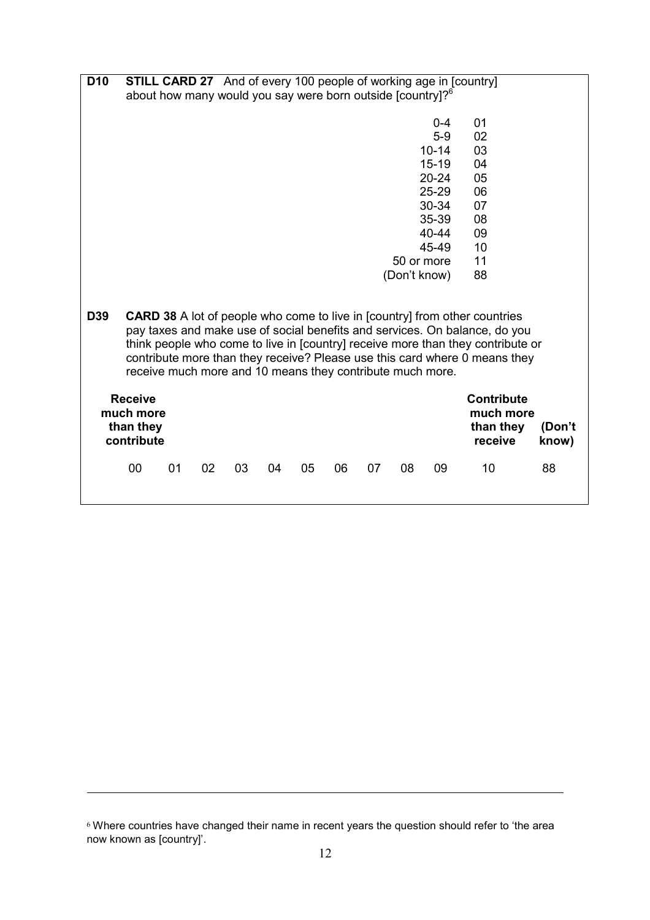**D10** **STILL CARD 27** And of every 100 people of working age in [country] about how many would you say were born outside [country]?[6]

| | |
|---|---|
| 0-4 | 01 |
| 5-9 | 02 |
| 10-14 | 03 |
| 15-19 | 04 |
| 20-24 | 05 |
| 25-29 | 06 |
| 30-34 | 07 |
| 35-39 | 08 |
| 40-44 | 09 |
| 45-49 | 10 |
| 50 or more | 11 |
| (Don't know) | 88 |

**D39** **CARD 38** A lot of people who come to live in [country] from other countries pay taxes and make use of social benefits and services. On balance, do you think people who come to live in [country] receive more than they contribute or contribute more than they receive? Please use this card where 0 means they receive much more and 10 means they contribute much more.

| **Receive much more than they contribute** | | | | | | | | | | **Contribute much more than they receive** | **(Don't know)** |
|---|---|---|---|---|---|---|---|---|---|---|---|
| 00 | 01 | 02 | 03 | 04 | 05 | 06 | 07 | 08 | 09 | 10 | 88 |

[6] Where countries have changed their name in recent years the question should refer to 'the area now known as [country]'.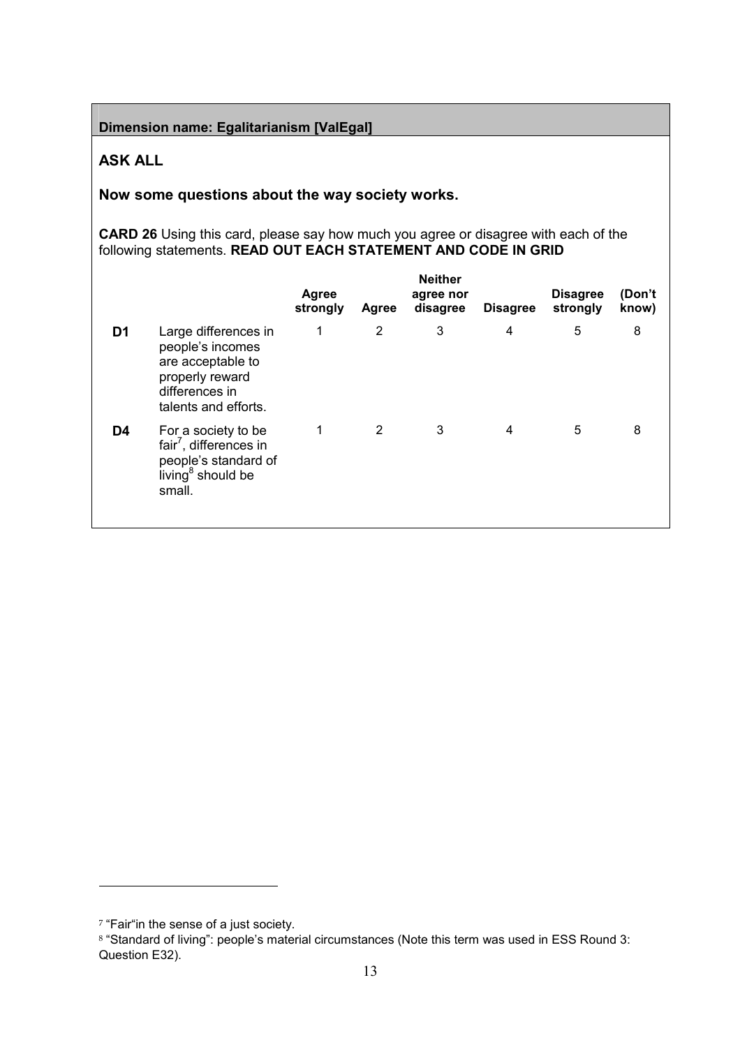**Dimension name: Egalitarianism [ValEgal]**

**ASK ALL**

**Now some questions about the way society works.**

**CARD 26** Using this card, please say how much you agree or disagree with each of the following statements. **READ OUT EACH STATEMENT AND CODE IN GRID**

| | | Agree strongly | Agree | Neither agree nor disagree | Disagree | Disagree strongly | (Don't know) |
|---|---|---|---|---|---|---|---|
| **D1** | Large differences in people's incomes are acceptable to properly reward differences in talents and efforts. | 1 | 2 | 3 | 4 | 5 | 8 |
| **D4** | For a society to be fair[7], differences in people's standard of living[8] should be small. | 1 | 2 | 3 | 4 | 5 | 8 |

---

[7] "Fair"in the sense of a just society.

[8] "Standard of living": people's material circumstances (Note this term was used in ESS Round 3: Question E32).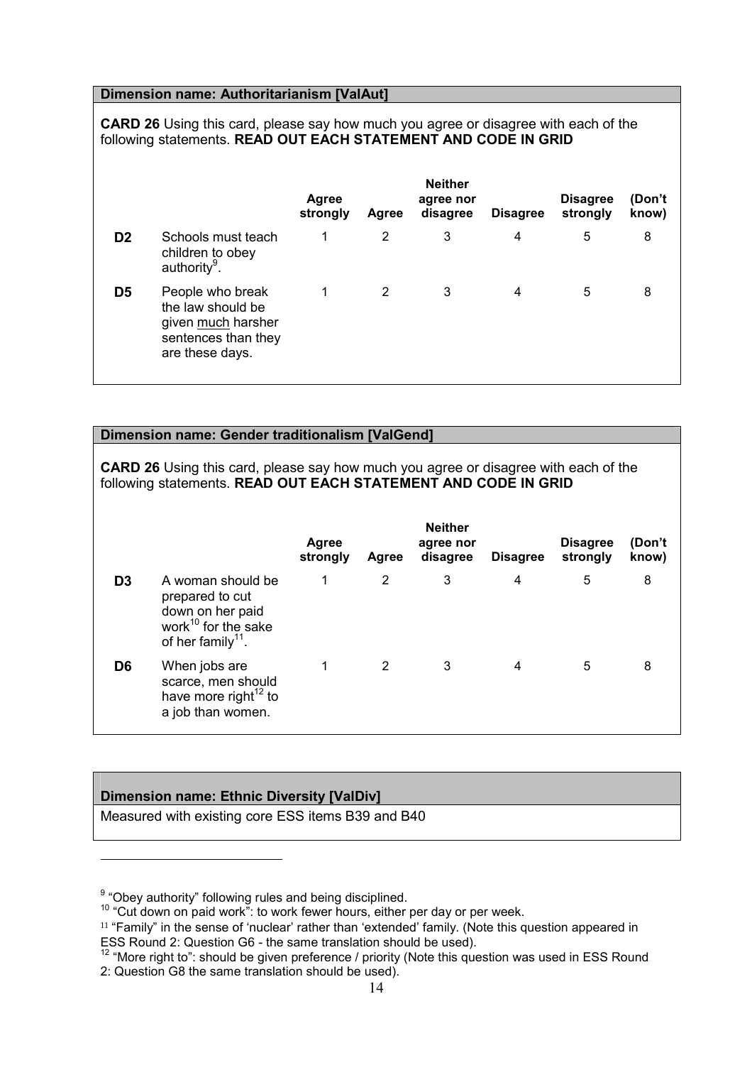**Dimension name: Authoritarianism [ValAut]**

**CARD 26** Using this card, please say how much you agree or disagree with each of the following statements. **READ OUT EACH STATEMENT AND CODE IN GRID**

| | | Agree strongly | Agree | Neither agree nor disagree | Disagree | Disagree strongly | (Don't know) |
|---|---|---|---|---|---|---|---|
| **D2** | Schools must teach children to obey authority[9]. | 1 | 2 | 3 | 4 | 5 | 8 |
| **D5** | People who break the law should be given <u>much</u> harsher sentences than they are these days. | 1 | 2 | 3 | 4 | 5 | 8 |

**Dimension name: Gender traditionalism [ValGend]**

**CARD 26** Using this card, please say how much you agree or disagree with each of the following statements. **READ OUT EACH STATEMENT AND CODE IN GRID**

| | | Agree strongly | Agree | Neither agree nor disagree | Disagree | Disagree strongly | (Don't know) |
|---|---|---|---|---|---|---|---|
| **D3** | A woman should be prepared to cut down on her paid work[10] for the sake of her family[11]. | 1 | 2 | 3 | 4 | 5 | 8 |
| **D6** | When jobs are scarce, men should have more right[12] to a job than women. | 1 | 2 | 3 | 4 | 5 | 8 |

**Dimension name: Ethnic Diversity [ValDiv]**

Measured with existing core ESS items B39 and B40

---

[9] "Obey authority" following rules and being disciplined.

[10] "Cut down on paid work": to work fewer hours, either per day or per week.

[11] "Family" in the sense of 'nuclear' rather than 'extended' family. (Note this question appeared in ESS Round 2: Question G6 - the same translation should be used).

[12] "More right to": should be given preference / priority (Note this question was used in ESS Round 2: Question G8 the same translation should be used).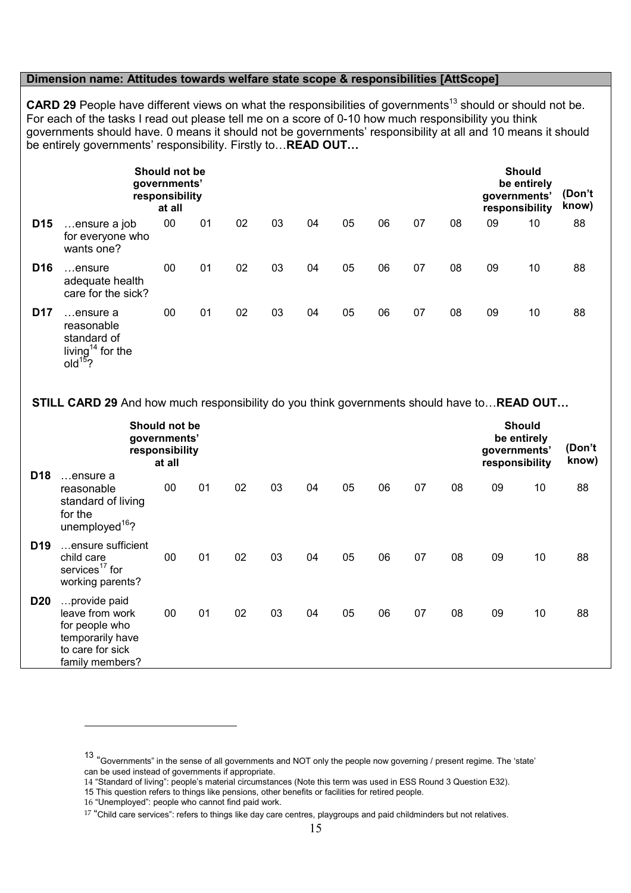**Dimension name: Attitudes towards welfare state scope & responsibilities [AttScope]**

**CARD 29** People have different views on what the responsibilities of governments[13] should or should not be. For each of the tasks I read out please tell me on a score of 0-10 how much responsibility you think governments should have. 0 means it should not be governments' responsibility at all and 10 means it should be entirely governments' responsibility. Firstly to…**READ OUT…**

| | | Should not be governments' responsibility at all | | | | | | | | | | Should be entirely governments' responsibility | (Don't know) |
|---|---|---|---|---|---|---|---|---|---|---|---|---|---|
| **D15** | …ensure a job for everyone who wants one? | 00 | 01 | 02 | 03 | 04 | 05 | 06 | 07 | 08 | 09 | 10 | 88 |
| **D16** | …ensure adequate health care for the sick? | 00 | 01 | 02 | 03 | 04 | 05 | 06 | 07 | 08 | 09 | 10 | 88 |
| **D17** | …ensure a reasonable standard of living[14] for the old[15]? | 00 | 01 | 02 | 03 | 04 | 05 | 06 | 07 | 08 | 09 | 10 | 88 |

**STILL CARD 29** And how much responsibility do you think governments should have to…**READ OUT…**

| | | Should not be governments' responsibility at all | | | | | | | | | | Should be entirely governments' responsibility | (Don't know) |
|---|---|---|---|---|---|---|---|---|---|---|---|---|---|
| **D18** | …ensure a reasonable standard of living for the unemployed[16]? | 00 | 01 | 02 | 03 | 04 | 05 | 06 | 07 | 08 | 09 | 10 | 88 |
| **D19** | …ensure sufficient child care services[17] for working parents? | 00 | 01 | 02 | 03 | 04 | 05 | 06 | 07 | 08 | 09 | 10 | 88 |
| **D20** | …provide paid leave from work for people who temporarily have to care for sick family members? | 00 | 01 | 02 | 03 | 04 | 05 | 06 | 07 | 08 | 09 | 10 | 88 |

---

[13] "Governments" in the sense of all governments and NOT only the people now governing / present regime. The 'state' can be used instead of governments if appropriate.

[14] "Standard of living": people's material circumstances (Note this term was used in ESS Round 3 Question E32).

[15] This question refers to things like pensions, other benefits or facilities for retired people.

[16] "Unemployed": people who cannot find paid work.

[17] "Child care services": refers to things like day care centres, playgroups and paid childminders but not relatives.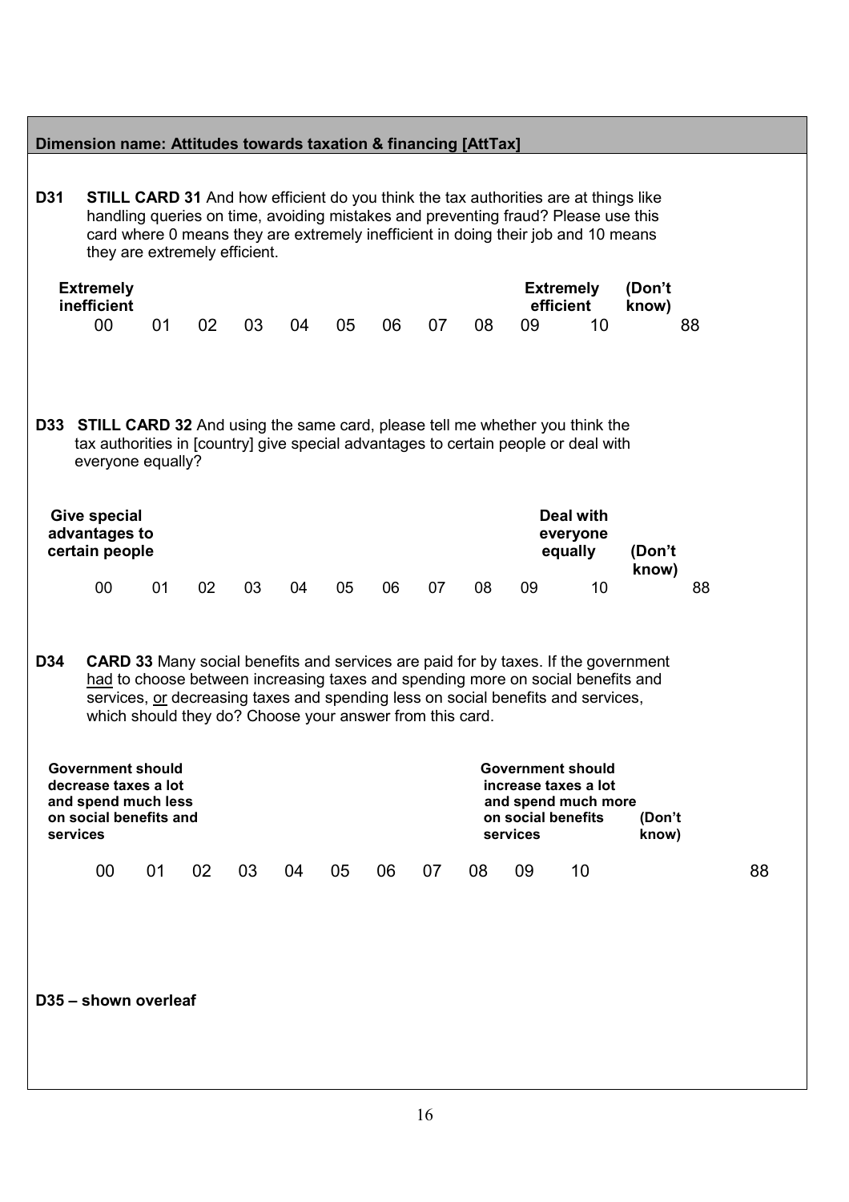**Dimension name: Attitudes towards taxation & financing [AttTax]**

**D31** **STILL CARD 31** And how efficient do you think the tax authorities are at things like handling queries on time, avoiding mistakes and preventing fraud? Please use this card where 0 means they are extremely inefficient in doing their job and 10 means they are extremely efficient.

| **Extremely inefficient** | | | | | | | | | | **Extremely efficient** | **(Don't know)** |
|---|---|---|---|---|---|---|---|---|---|---|---|
| 00 | 01 | 02 | 03 | 04 | 05 | 06 | 07 | 08 | 09 | 10 | 88 |

**D33** **STILL CARD 32** And using the same card, please tell me whether you think the tax authorities in [country] give special advantages to certain people or deal with everyone equally?

| **Give special advantages to certain people** | | | | | | | | | | **Deal with everyone equally** | **(Don't know)** |
|---|---|---|---|---|---|---|---|---|---|---|---|
| 00 | 01 | 02 | 03 | 04 | 05 | 06 | 07 | 08 | 09 | 10 | 88 |

**D34** **CARD 33** Many social benefits and services are paid for by taxes. If the government had to choose between increasing taxes and spending more on social benefits and services, or decreasing taxes and spending less on social benefits and services, which should they do? Choose your answer from this card.

| **Government should decrease taxes a lot and spend much less on social benefits and services** | | | | | | | | | | **Government should increase taxes a lot and spend much more on social benefits services** | **(Don't know)** |
|---|---|---|---|---|---|---|---|---|---|---|---|
| 00 | 01 | 02 | 03 | 04 | 05 | 06 | 07 | 08 | 09 | 10 | 88 |

**D35 – shown overleaf**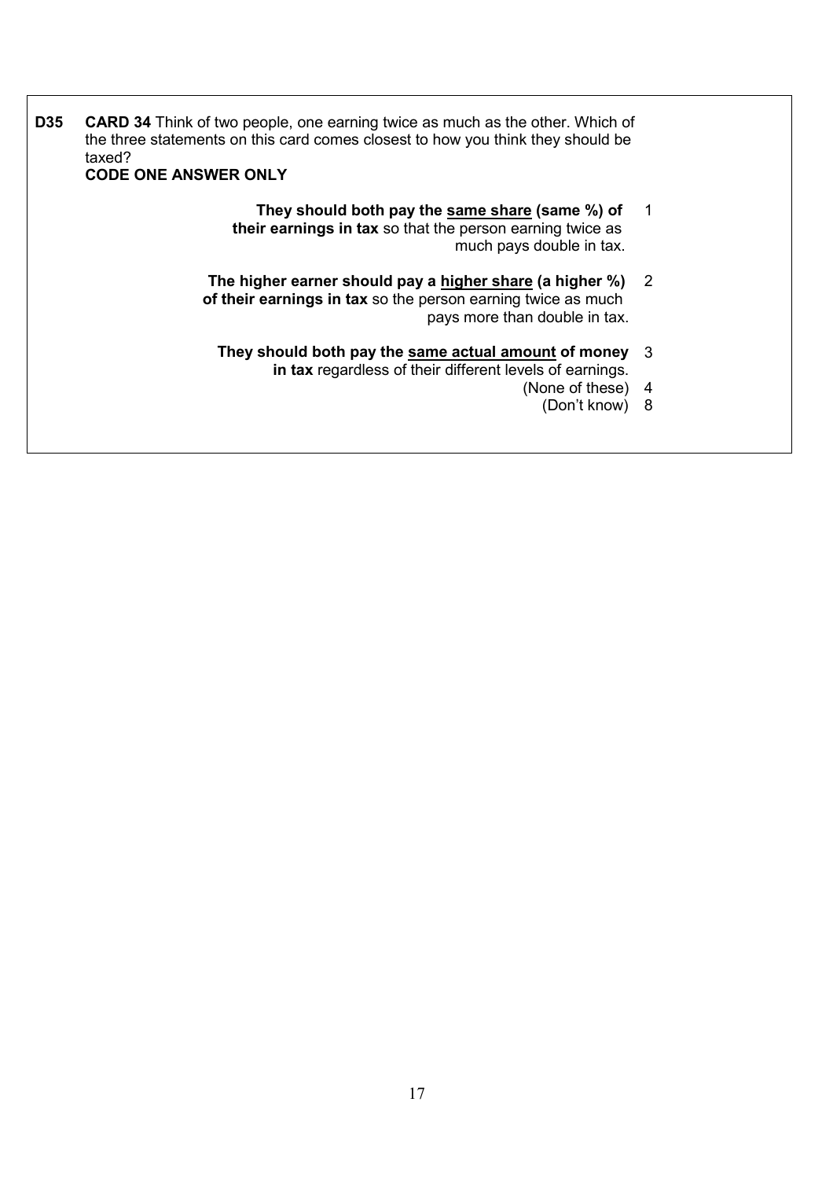**D35** **CARD 34** Think of two people, one earning twice as much as the other. Which of the three statements on this card comes closest to how you think they should be taxed?
**CODE ONE ANSWER ONLY**

| | |
|---|---|
| **They should both pay the <u>same share</u> (same %) of their earnings in tax** so that the person earning twice as much pays double in tax. | 1 |
| **The higher earner should pay a <u>higher share</u> (a higher %) of their earnings in tax** so the person earning twice as much pays more than double in tax. | 2 |
| **They should both pay the <u>same actual amount</u> of money in tax** regardless of their different levels of earnings. | 3 |
| (None of these) | 4 |
| (Don't know) | 8 |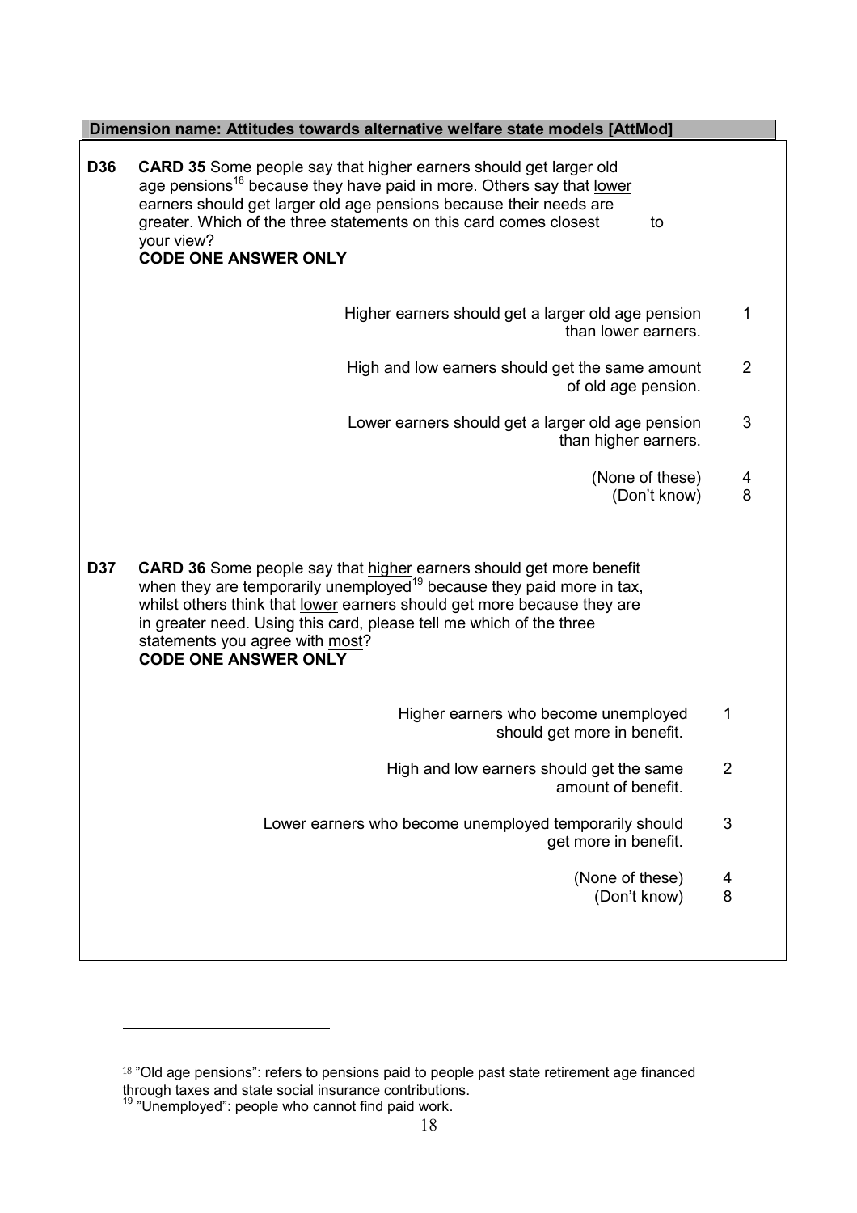**Dimension name: Attitudes towards alternative welfare state models [AttMod]**

**D36** **CARD 35** Some people say that <u>higher</u> earners should get larger old age pensions[18] because they have paid in more. Others say that <u>lower</u> earners should get larger old age pensions because their needs are greater. Which of the three statements on this card comes closest to your view?
**CODE ONE ANSWER ONLY**

| | |
|---|---|
| Higher earners should get a larger old age pension than lower earners. | 1 |
| High and low earners should get the same amount of old age pension. | 2 |
| Lower earners should get a larger old age pension than higher earners. | 3 |
| (None of these) | 4 |
| (Don't know) | 8 |

**D37** **CARD 36** Some people say that <u>higher</u> earners should get more benefit when they are temporarily unemployed[19] because they paid more in tax, whilst others think that <u>lower</u> earners should get more because they are in greater need. Using this card, please tell me which of the three statements you agree with <u>most</u>?
**CODE ONE ANSWER ONLY**

| | |
|---|---|
| Higher earners who become unemployed should get more in benefit. | 1 |
| High and low earners should get the same amount of benefit. | 2 |
| Lower earners who become unemployed temporarily should get more in benefit. | 3 |
| (None of these) | 4 |
| (Don't know) | 8 |

---

[18] "Old age pensions": refers to pensions paid to people past state retirement age financed through taxes and state social insurance contributions.

[19] "Unemployed": people who cannot find paid work.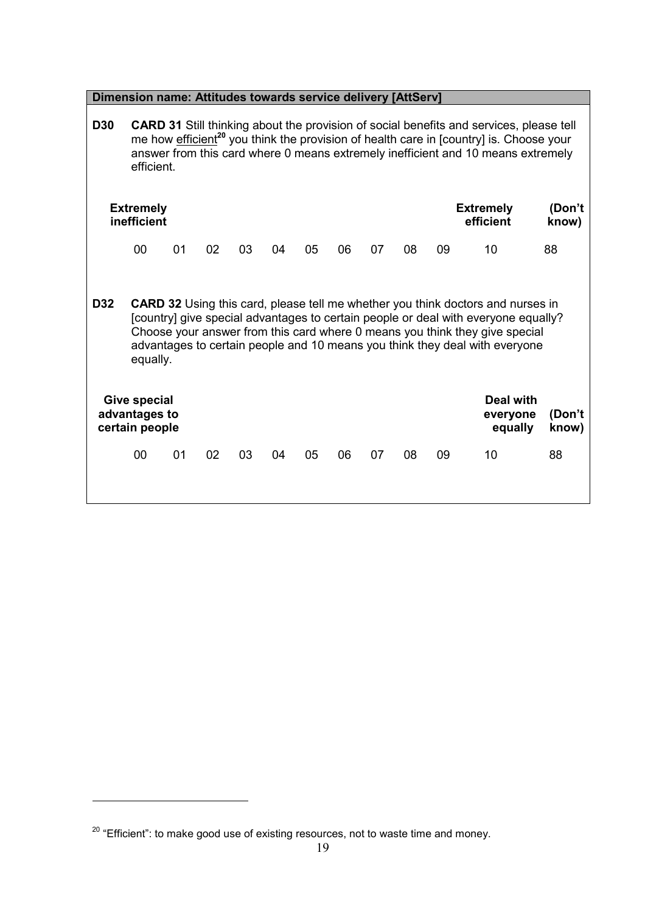**Dimension name: Attitudes towards service delivery [AttServ]**

**D30** **CARD 31** Still thinking about the provision of social benefits and services, please tell me how efficient[20] you think the provision of health care in [country] is. Choose your answer from this card where 0 means extremely inefficient and 10 means extremely efficient.

| Extremely inefficient | | | | | | | | | | Extremely efficient | (Don't know) |
|---|---|---|---|---|---|---|---|---|---|---|---|
| 00 | 01 | 02 | 03 | 04 | 05 | 06 | 07 | 08 | 09 | 10 | 88 |

**D32** **CARD 32** Using this card, please tell me whether you think doctors and nurses in [country] give special advantages to certain people or deal with everyone equally? Choose your answer from this card where 0 means you think they give special advantages to certain people and 10 means you think they deal with everyone equally.

| Give special advantages to certain people | | | | | | | | | | Deal with everyone equally | (Don't know) |
|---|---|---|---|---|---|---|---|---|---|---|---|
| 00 | 01 | 02 | 03 | 04 | 05 | 06 | 07 | 08 | 09 | 10 | 88 |

[20] "Efficient": to make good use of existing resources, not to waste time and money.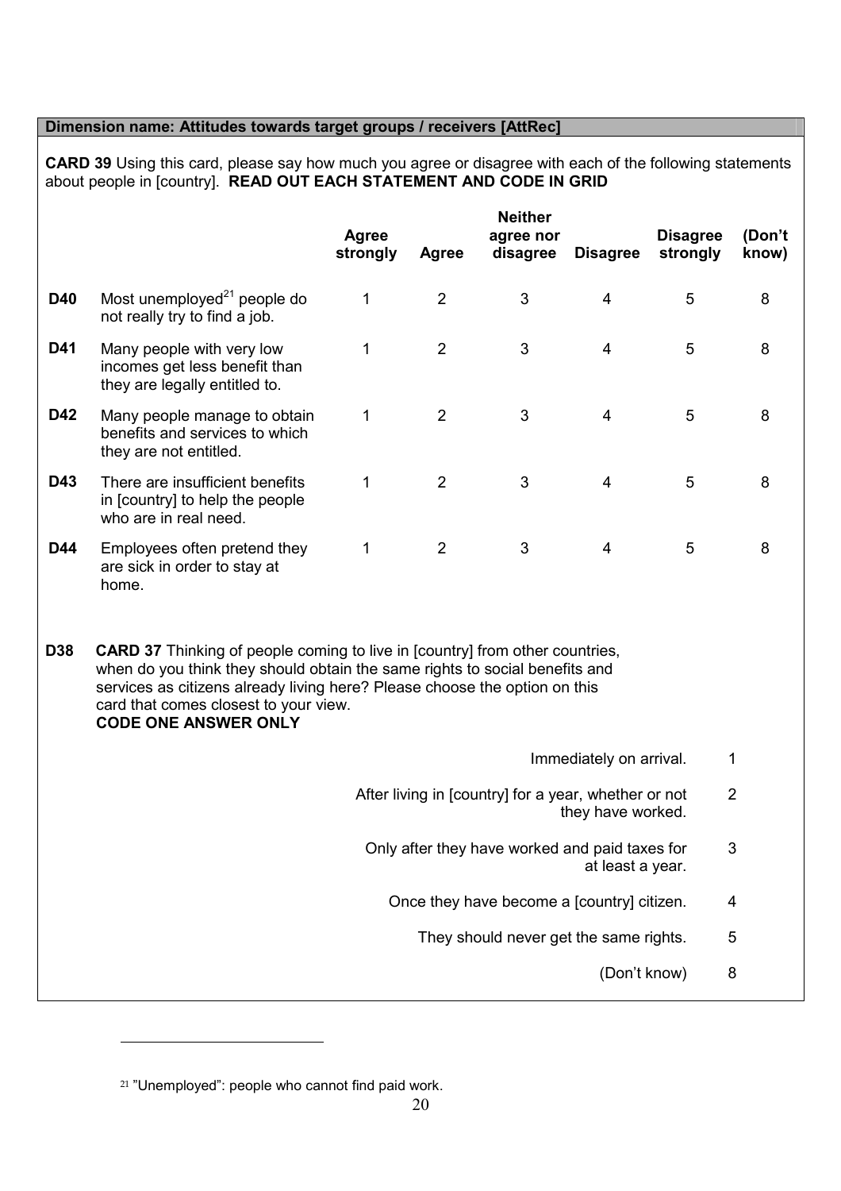**Dimension name: Attitudes towards target groups / receivers [AttRec]**

**CARD 39** Using this card, please say how much you agree or disagree with each of the following statements about people in [country]. **READ OUT EACH STATEMENT AND CODE IN GRID**

| | | Agree strongly | Agree | Neither agree nor disagree | Disagree | Disagree strongly | (Don't know) |
|---|---|---|---|---|---|---|---|
| **D40** | Most unemployed[21] people do not really try to find a job. | 1 | 2 | 3 | 4 | 5 | 8 |
| **D41** | Many people with very low incomes get less benefit than they are legally entitled to. | 1 | 2 | 3 | 4 | 5 | 8 |
| **D42** | Many people manage to obtain benefits and services to which they are not entitled. | 1 | 2 | 3 | 4 | 5 | 8 |
| **D43** | There are insufficient benefits in [country] to help the people who are in real need. | 1 | 2 | 3 | 4 | 5 | 8 |
| **D44** | Employees often pretend they are sick in order to stay at home. | 1 | 2 | 3 | 4 | 5 | 8 |

**D38** **CARD 37** Thinking of people coming to live in [country] from other countries, when do you think they should obtain the same rights to social benefits and services as citizens already living here? Please choose the option on this card that comes closest to your view.
**CODE ONE ANSWER ONLY**

| | |
|---|---|
| Immediately on arrival. | 1 |
| After living in [country] for a year, whether or not they have worked. | 2 |
| Only after they have worked and paid taxes for at least a year. | 3 |
| Once they have become a [country] citizen. | 4 |
| They should never get the same rights. | 5 |
| (Don't know) | 8 |

[21] "Unemployed": people who cannot find paid work.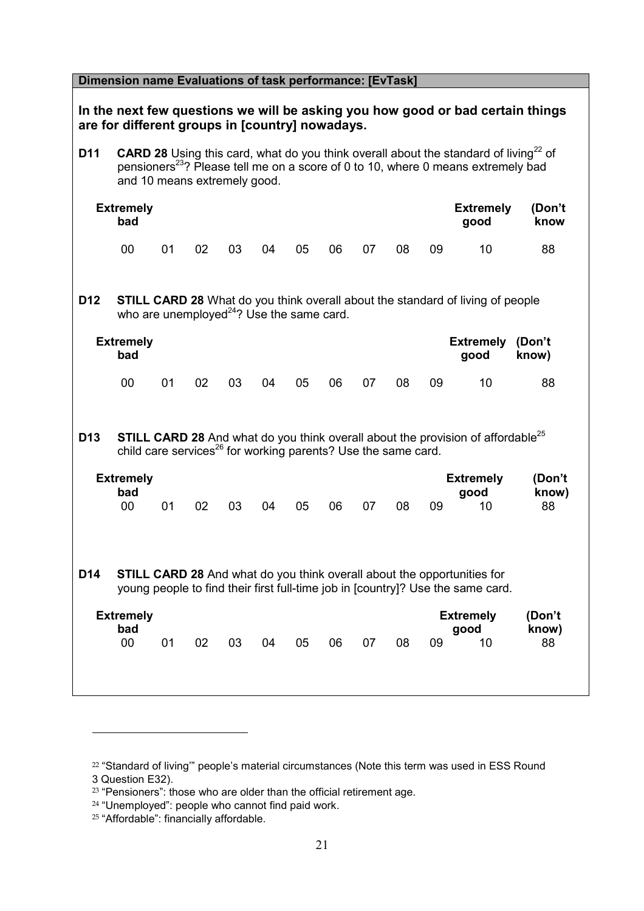**Dimension name Evaluations of task performance: [EvTask]**

**In the next few questions we will be asking you how good or bad certain things are for different groups in [country] nowadays.**

**D11** **CARD 28** Using this card, what do you think overall about the standard of living[22] of pensioners[23]? Please tell me on a score of 0 to 10, where 0 means extremely bad and 10 means extremely good.

| Extremely bad | | | | | | | | | | Extremely good | (Don't know |
|---|---|---|---|---|---|---|---|---|---|---|---|
| 00 | 01 | 02 | 03 | 04 | 05 | 06 | 07 | 08 | 09 | 10 | 88 |

**D12** **STILL CARD 28** What do you think overall about the standard of living of people who are unemployed[24]? Use the same card.

| Extremely bad | | | | | | | | | | Extremely good | (Don't know) |
|---|---|---|---|---|---|---|---|---|---|---|---|
| 00 | 01 | 02 | 03 | 04 | 05 | 06 | 07 | 08 | 09 | 10 | 88 |

**D13** **STILL CARD 28** And what do you think overall about the provision of affordable[25] child care services[26] for working parents? Use the same card.

| Extremely bad | | | | | | | | | | Extremely good | (Don't know) |
|---|---|---|---|---|---|---|---|---|---|---|---|
| 00 | 01 | 02 | 03 | 04 | 05 | 06 | 07 | 08 | 09 | 10 | 88 |

**D14** **STILL CARD 28** And what do you think overall about the opportunities for young people to find their first full-time job in [country]? Use the same card.

| Extremely bad | | | | | | | | | | Extremely good | (Don't know) |
|---|---|---|---|---|---|---|---|---|---|---|---|
| 00 | 01 | 02 | 03 | 04 | 05 | 06 | 07 | 08 | 09 | 10 | 88 |

---

[22] "Standard of living'" people's material circumstances (Note this term was used in ESS Round 3 Question E32).

[23] "Pensioners": those who are older than the official retirement age.

[24] "Unemployed": people who cannot find paid work.

[25] "Affordable": financially affordable.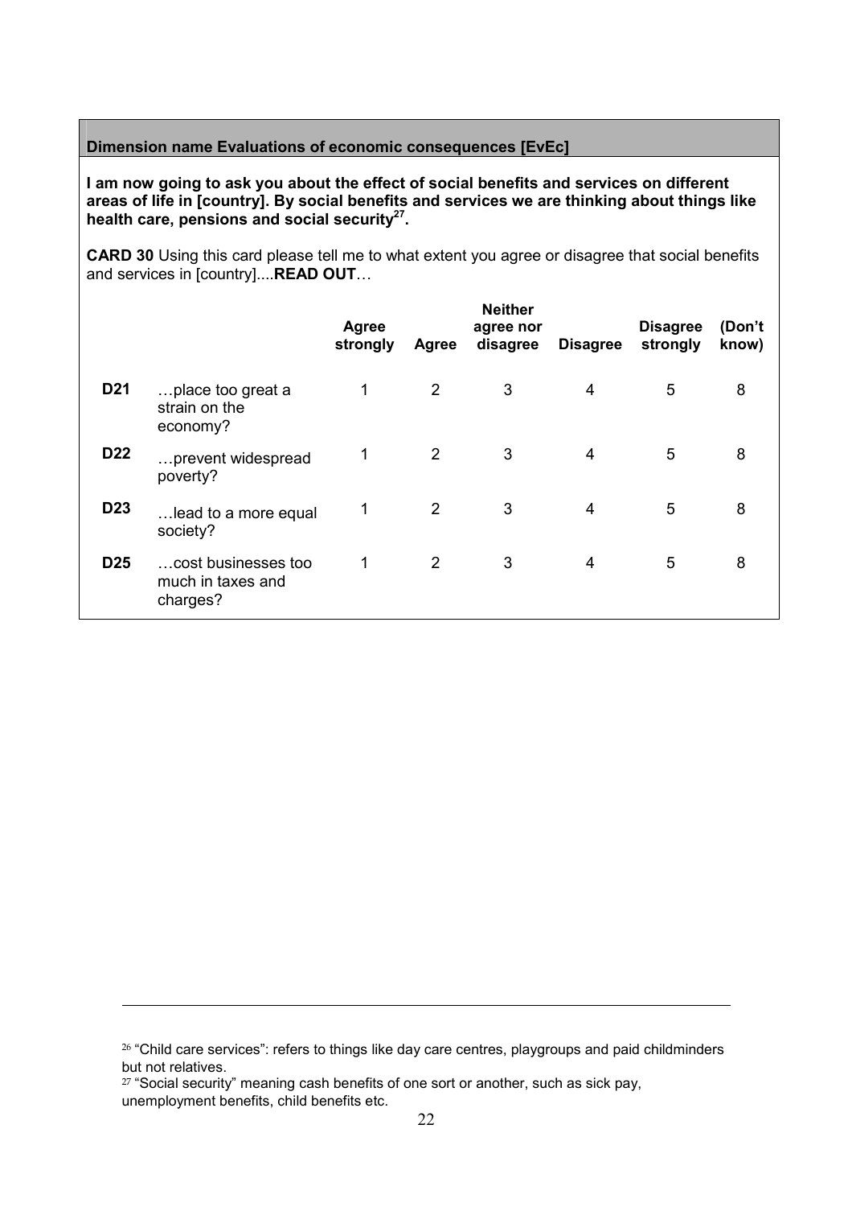**Dimension name Evaluations of economic consequences [EvEc]**

**I am now going to ask you about the effect of social benefits and services on different areas of life in [country]. By social benefits and services we are thinking about things like health care, pensions and social security[27].**

**CARD 30** Using this card please tell me to what extent you agree or disagree that social benefits and services in [country]....**READ OUT**…

| | | Agree strongly | Agree | Neither agree nor disagree | Disagree | Disagree strongly | (Don't know) |
|---|---|---|---|---|---|---|---|
| **D21** | …place too great a strain on the economy? | 1 | 2 | 3 | 4 | 5 | 8 |
| **D22** | …prevent widespread poverty? | 1 | 2 | 3 | 4 | 5 | 8 |
| **D23** | …lead to a more equal society? | 1 | 2 | 3 | 4 | 5 | 8 |
| **D25** | …cost businesses too much in taxes and charges? | 1 | 2 | 3 | 4 | 5 | 8 |

---

[26] "Child care services": refers to things like day care centres, playgroups and paid childminders but not relatives.

[27] "Social security" meaning cash benefits of one sort or another, such as sick pay, unemployment benefits, child benefits etc.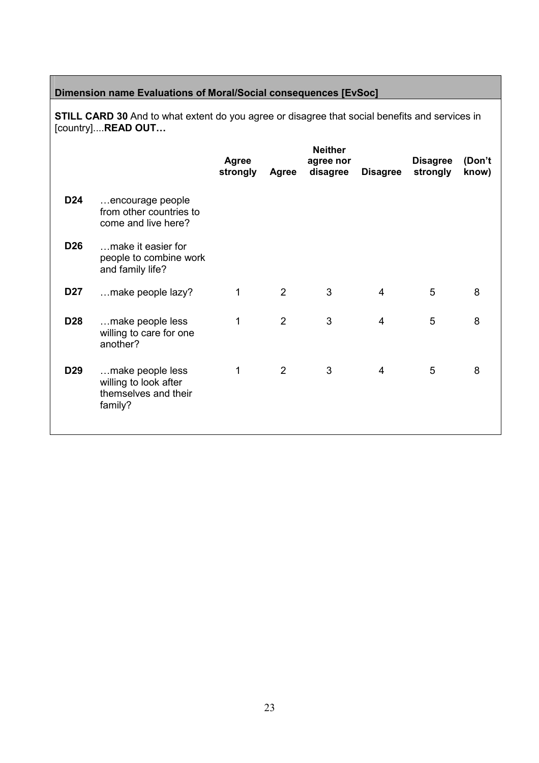**Dimension name Evaluations of Moral/Social consequences [EvSoc]**

**STILL CARD 30** And to what extent do you agree or disagree that social benefits and services in [country]....**READ OUT…**

| | | Agree strongly | Agree | Neither agree nor disagree | Disagree | Disagree strongly | (Don't know) |
|---|---|---|---|---|---|---|---|
| **D24** | …encourage people from other countries to come and live here? | | | | | | |
| **D26** | …make it easier for people to combine work and family life? | | | | | | |
| **D27** | …make people lazy? | 1 | 2 | 3 | 4 | 5 | 8 |
| **D28** | …make people less willing to care for one another? | 1 | 2 | 3 | 4 | 5 | 8 |
| **D29** | …make people less willing to look after themselves and their family? | 1 | 2 | 3 | 4 | 5 | 8 |